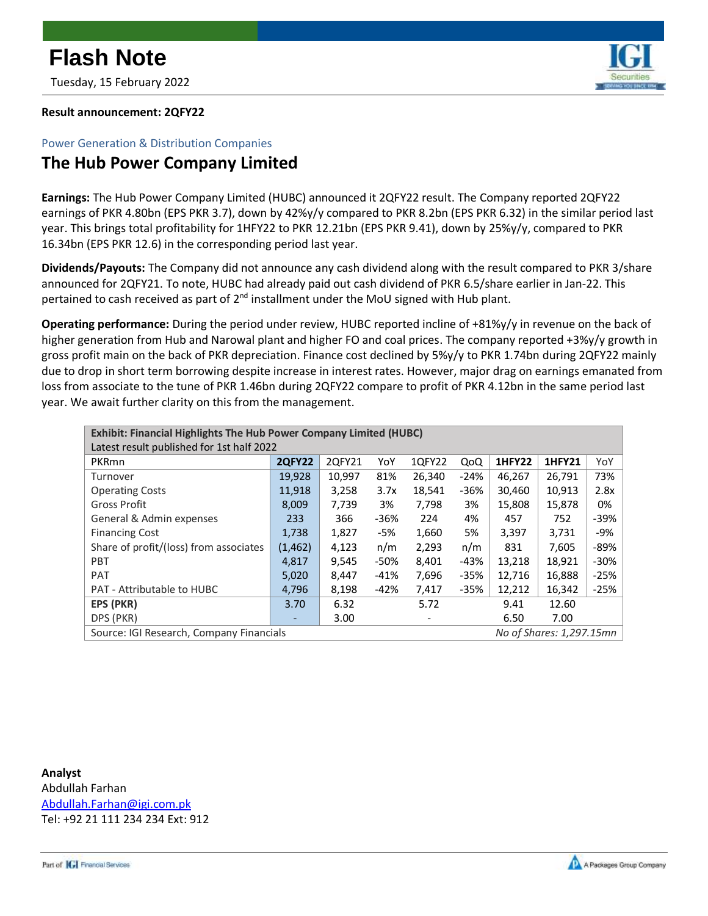# Flash Note

Tuesday, 15 February 2022

**Result announcement: 2QFY22**

Power Generation & Distribution Companies

## The Hub Power Company Limited

**Earnings:** The Hub Power Company Limited (HUBC) announced it 2QFY22 result. The Company reported 2QFY22 earnings of PKR 4.80bn (EPS PKR 3.7), down by 42%y/y compared to PKR 8.2bn (EPS PKR 6.32) in the similar period last year. This brings total profitability for 1HFY22 to PKR 12.21bn (EPS PKR 9.41), down by 25%y/y, compared to PKR 16.34bn (EPS PKR 12.6) in the corresponding period last year.

**Dividends/Payouts:** The Company did not announce any cash dividend along with the result compared to PKR 3/share announced for 2QFY21. To note, HUBC had already paid out cash dividend of PKR 6.5/share earlier in Jan-22. This pertained to cash received as part of 2nd installment under the MoU signed with Hub plant.

**Operating performance:** During the period under review, HUBC reported incline of +81%y/y in revenue on the back of higher generation from Hub and Narowal plant and higher FO and coal prices. The company reported +3%y/y growth in gross profit main on the back of PKR depreciation. Finance cost declined by 5%y/y to PKR 1.74bn during 2QFY22 mainly due to drop in short term borrowing despite increase in interest rates. However, major drag on earnings emanated from loss from associate to the tune of PKR 1.46bn during 2QFY22 compare to profit of PKR 4.12bn in the same period last year. We await further clarity on this from the management.

**Exhibit: Financial Highlights The Hub Power Company Limited (HUBC)**
Latest result published for 1st half 2022

| PKRmn | **2QFY22** | 2QFY21 | YoY | 1QFY22 | QoQ | **1HFY22** | **1HFY21** | YoY |
|---|---|---|---|---|---|---|---|---|
| Turnover | 19,928 | 10,997 | 81% | 26,340 | -24% | 46,267 | 26,791 | 73% |
| Operating Costs | 11,918 | 3,258 | 3.7x | 18,541 | -36% | 30,460 | 10,913 | 2.8x |
| Gross Profit | 8,009 | 7,739 | 3% | 7,798 | 3% | 15,808 | 15,878 | 0% |
| General & Admin expenses | 233 | 366 | -36% | 224 | 4% | 457 | 752 | -39% |
| Financing Cost | 1,738 | 1,827 | -5% | 1,660 | 5% | 3,397 | 3,731 | -9% |
| Share of profit/(loss) from associates | (1,462) | 4,123 | n/m | 2,293 | n/m | 831 | 7,605 | -89% |
| PBT | 4,817 | 9,545 | -50% | 8,401 | -43% | 13,218 | 18,921 | -30% |
| PAT | 5,020 | 8,447 | -41% | 7,696 | -35% | 12,716 | 16,888 | -25% |
| PAT - Attributable to HUBC | 4,796 | 8,198 | -42% | 7,417 | -35% | 12,212 | 16,342 | -25% |
| **EPS (PKR)** | 3.70 | 6.32 | | 5.72 | | 9.41 | 12.60 | |
| DPS (PKR) | - | 3.00 | | - | | 6.50 | 7.00 | |

Source: IGI Research, Company Financials — *No of Shares: 1,297.15mn*

**Analyst**
Abdullah Farhan
Abdullah.Farhan@igi.com.pk
Tel: +92 21 111 234 234 Ext: 912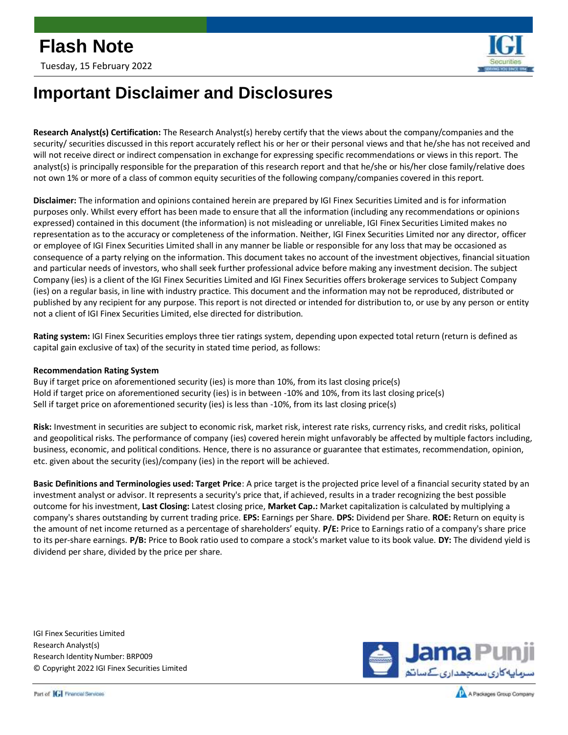# Important Disclaimer and Disclosures

**Research Analyst(s) Certification:** The Research Analyst(s) hereby certify that the views about the company/companies and the security/ securities discussed in this report accurately reflect his or her or their personal views and that he/she has not received and will not receive direct or indirect compensation in exchange for expressing specific recommendations or views in this report. The analyst(s) is principally responsible for the preparation of this research report and that he/she or his/her close family/relative does not own 1% or more of a class of common equity securities of the following company/companies covered in this report.

**Disclaimer:** The information and opinions contained herein are prepared by IGI Finex Securities Limited and is for information purposes only. Whilst every effort has been made to ensure that all the information (including any recommendations or opinions expressed) contained in this document (the information) is not misleading or unreliable, IGI Finex Securities Limited makes no representation as to the accuracy or completeness of the information. Neither, IGI Finex Securities Limited nor any director, officer or employee of IGI Finex Securities Limited shall in any manner be liable or responsible for any loss that may be occasioned as consequence of a party relying on the information. This document takes no account of the investment objectives, financial situation and particular needs of investors, who shall seek further professional advice before making any investment decision. The subject Company (ies) is a client of the IGI Finex Securities Limited and IGI Finex Securities offers brokerage services to Subject Company (ies) on a regular basis, in line with industry practice. This document and the information may not be reproduced, distributed or published by any recipient for any purpose. This report is not directed or intended for distribution to, or use by any person or entity not a client of IGI Finex Securities Limited, else directed for distribution.

**Rating system:** IGI Finex Securities employs three tier ratings system, depending upon expected total return (return is defined as capital gain exclusive of tax) of the security in stated time period, as follows:

**Recommendation Rating System**

Buy if target price on aforementioned security (ies) is more than 10%, from its last closing price(s)
Hold if target price on aforementioned security (ies) is in between -10% and 10%, from its last closing price(s)
Sell if target price on aforementioned security (ies) is less than -10%, from its last closing price(s)

**Risk:** Investment in securities are subject to economic risk, market risk, interest rate risks, currency risks, and credit risks, political and geopolitical risks. The performance of company (ies) covered herein might unfavorably be affected by multiple factors including, business, economic, and political conditions. Hence, there is no assurance or guarantee that estimates, recommendation, opinion, etc. given about the security (ies)/company (ies) in the report will be achieved.

**Basic Definitions and Terminologies used: Target Price**: A price target is the projected price level of a financial security stated by an investment analyst or advisor. It represents a security's price that, if achieved, results in a trader recognizing the best possible outcome for his investment, **Last Closing:** Latest closing price, **Market Cap.:** Market capitalization is calculated by multiplying a company's shares outstanding by current trading price. **EPS:** Earnings per Share. **DPS:** Dividend per Share. **ROE:** Return on equity is the amount of net income returned as a percentage of shareholders' equity. **P/E:** Price to Earnings ratio of a company's share price to its per-share earnings. **P/B:** Price to Book ratio used to compare a stock's market value to its book value. **DY:** The dividend yield is dividend per share, divided by the price per share.

IGI Finex Securities Limited
Research Analyst(s)
Research Identity Number: BRP009
© Copyright 2022 IGI Finex Securities Limited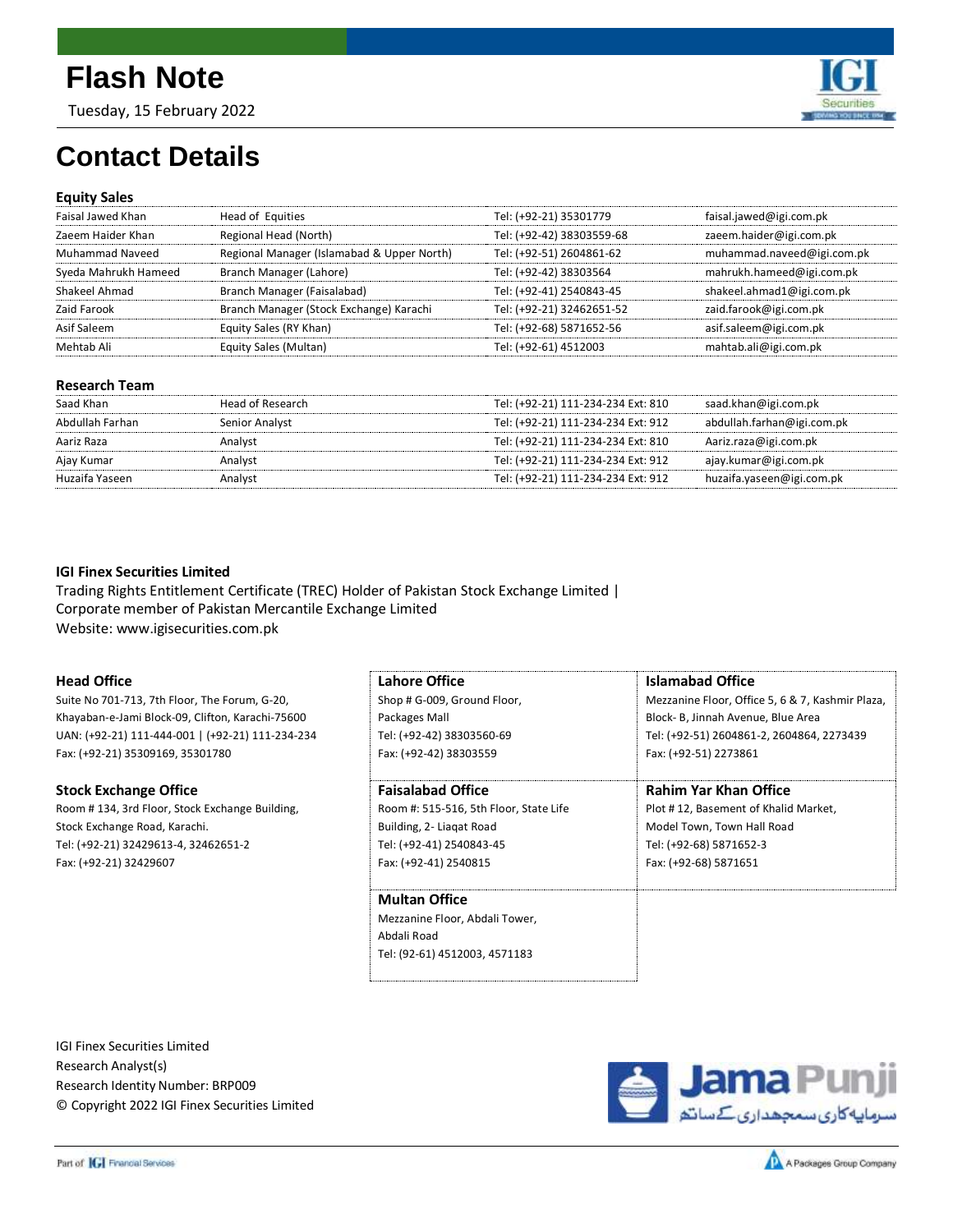# Flash Note

Tuesday, 15 February 2022

## Contact Details

### Equity Sales

| | | | |
|---|---|---|---|
| Faisal Jawed Khan | Head of Equities | Tel: (+92-21) 35301779 | faisal.jawed@igi.com.pk |
| Zaeem Haider Khan | Regional Head (North) | Tel: (+92-42) 38303559-68 | zaeem.haider@igi.com.pk |
| Muhammad Naveed | Regional Manager (Islamabad & Upper North) | Tel: (+92-51) 2604861-62 | muhammad.naveed@igi.com.pk |
| Syeda Mahrukh Hameed | Branch Manager (Lahore) | Tel: (+92-42) 38303564 | mahrukh.hameed@igi.com.pk |
| Shakeel Ahmad | Branch Manager (Faisalabad) | Tel: (+92-41) 2540843-45 | shakeel.ahmad1@igi.com.pk |
| Zaid Farook | Branch Manager (Stock Exchange) Karachi | Tel: (+92-21) 32462651-52 | zaid.farook@igi.com.pk |
| Asif Saleem | Equity Sales (RY Khan) | Tel: (+92-68) 5871652-56 | asif.saleem@igi.com.pk |
| Mehtab Ali | Equity Sales (Multan) | Tel: (+92-61) 4512003 | mahtab.ali@igi.com.pk |

### Research Team

| | | | |
|---|---|---|---|
| Saad Khan | Head of Research | Tel: (+92-21) 111-234-234 Ext: 810 | saad.khan@igi.com.pk |
| Abdullah Farhan | Senior Analyst | Tel: (+92-21) 111-234-234 Ext: 912 | abdullah.farhan@igi.com.pk |
| Aariz Raza | Analyst | Tel: (+92-21) 111-234-234 Ext: 810 | Aariz.raza@igi.com.pk |
| Ajay Kumar | Analyst | Tel: (+92-21) 111-234-234 Ext: 912 | ajay.kumar@igi.com.pk |
| Huzaifa Yaseen | Analyst | Tel: (+92-21) 111-234-234 Ext: 912 | huzaifa.yaseen@igi.com.pk |

**IGI Finex Securities Limited**

Trading Rights Entitlement Certificate (TREC) Holder of Pakistan Stock Exchange Limited |
Corporate member of Pakistan Mercantile Exchange Limited
Website: www.igisecurities.com.pk

**Head Office**
Suite No 701-713, 7th Floor, The Forum, G-20,
Khayaban-e-Jami Block-09, Clifton, Karachi-75600
UAN: (+92-21) 111-444-001 | (+92-21) 111-234-234
Fax: (+92-21) 35309169, 35301780

**Stock Exchange Office**
Room # 134, 3rd Floor, Stock Exchange Building,
Stock Exchange Road, Karachi.
Tel: (+92-21) 32429613-4, 32462651-2
Fax: (+92-21) 32429607

**Lahore Office**
Shop # G-009, Ground Floor,
Packages Mall
Tel: (+92-42) 38303560-69
Fax: (+92-42) 38303559

**Islamabad Office**
Mezzanine Floor, Office 5, 6 & 7, Kashmir Plaza,
Block- B, Jinnah Avenue, Blue Area
Tel: (+92-51) 2604861-2, 2604864, 2273439
Fax: (+92-51) 2273861

**Faisalabad Office**
Room #: 515-516, 5th Floor, State Life
Building, 2- Liaqat Road
Tel: (+92-41) 2540843-45
Fax: (+92-41) 2540815

**Rahim Yar Khan Office**
Plot # 12, Basement of Khalid Market,
Model Town, Town Hall Road
Tel: (+92-68) 5871652-3
Fax: (+92-68) 5871651

**Multan Office**
Mezzanine Floor, Abdali Tower,
Abdali Road
Tel: (92-61) 4512003, 4571183

IGI Finex Securities Limited
Research Analyst(s)
Research Identity Number: BRP009
© Copyright 2022 IGI Finex Securities Limited

Jama Punji
سرمایہ کاری سمجھداری کے ساتھ

Part of IGI Financial Services

A Packages Group Company